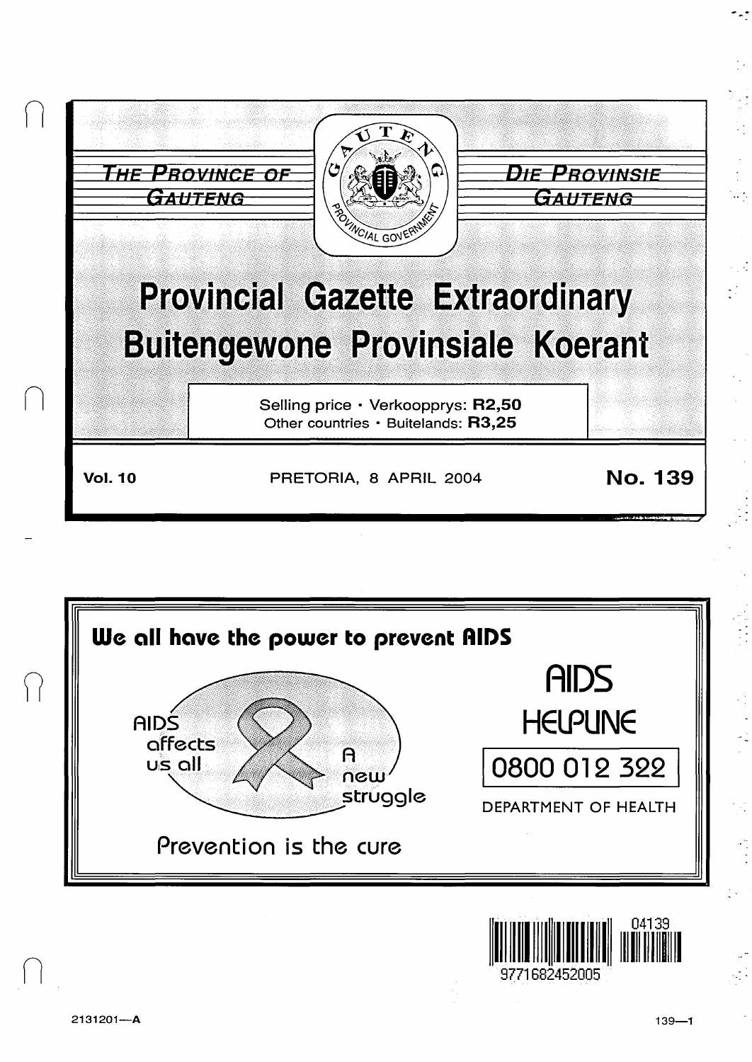**THE PROVINCE OF GAUTENG**

**DIE PROVINSIE GAUTENG**

# Provincial Gazette Extraordinary
# Buitengewone Provinsiale Koerant

Selling price · Verkoopprys: **R2,50**
Other countries · Buitelands: **R3,25**

**Vol. 10** PRETORIA, 8 APRIL 2004 **No. 139**

**We all have the power to prevent AIDS**

AIDS affects us all

A new struggle

Prevention is the cure

AIDS HELPLINE

0800 012 322

DEPARTMENT OF HEALTH

04139

9771682452005

2131201—A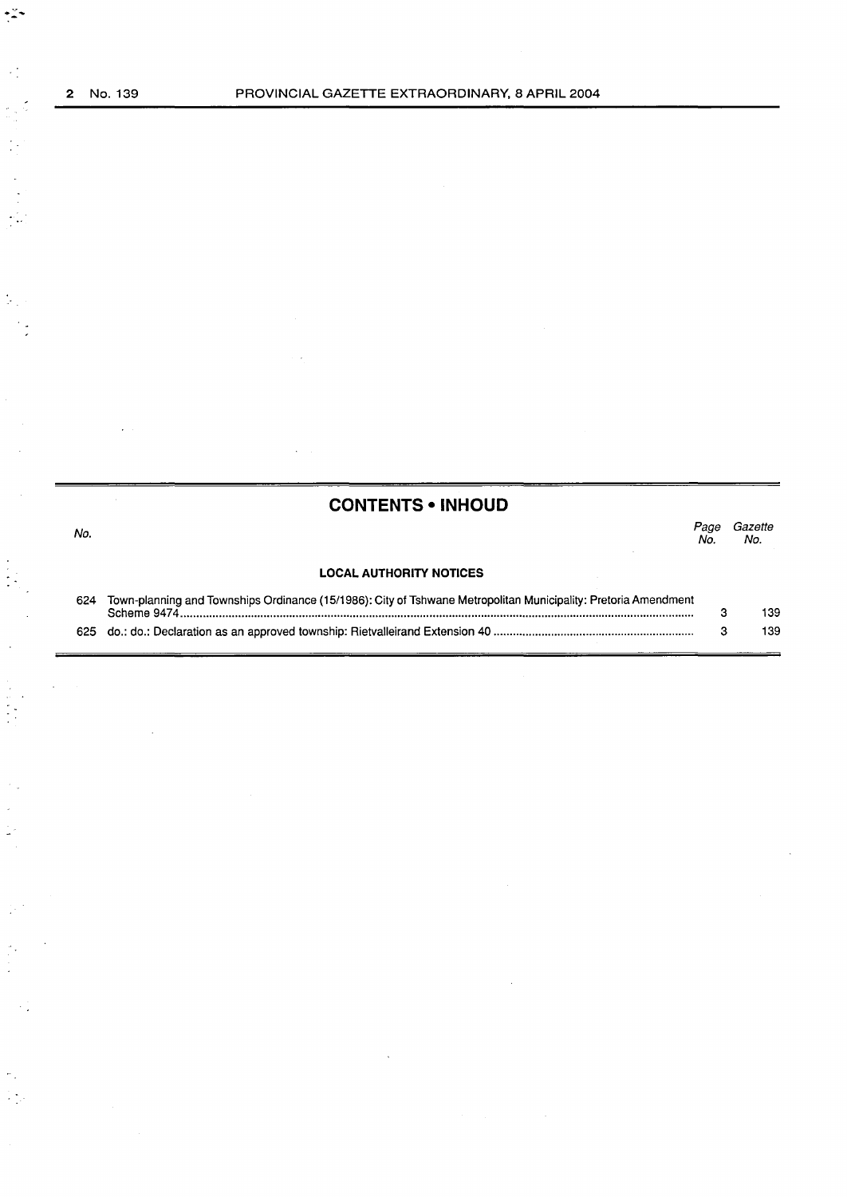## CONTENTS • INHOUD

| No. | | Page No. | Gazette No. |
|---|---|---|---|
| | **LOCAL AUTHORITY NOTICES** | | |
| 624 | Town-planning and Townships Ordinance (15/1986): City of Tshwane Metropolitan Municipality: Pretoria Amendment Scheme 9474 | 3 | 139 |
| 625 | do.: do.: Declaration as an approved township: Rietvalleirand Extension 40 | 3 | 139 |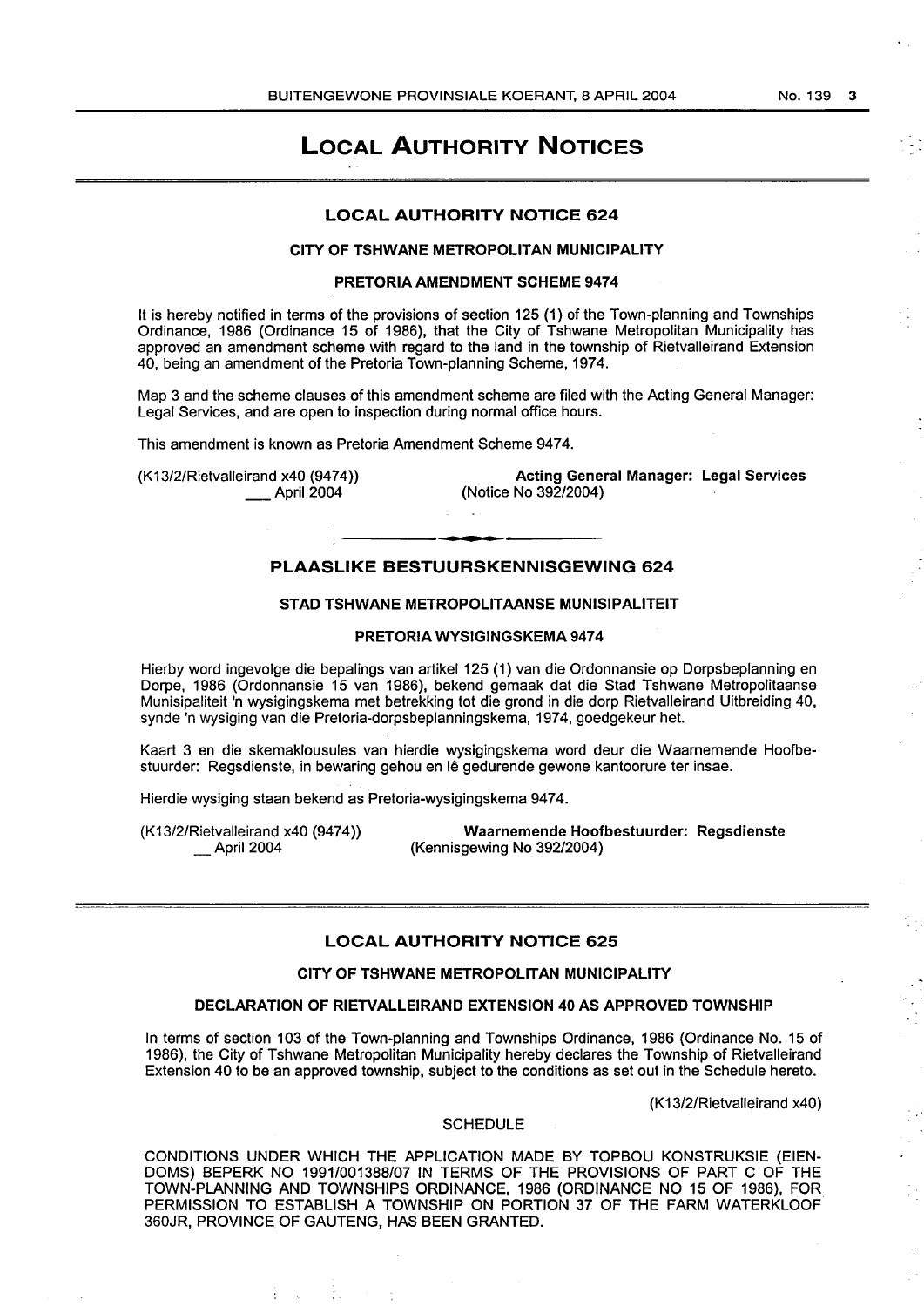# LOCAL AUTHORITY NOTICES

## LOCAL AUTHORITY NOTICE 624

### CITY OF TSHWANE METROPOLITAN MUNICIPALITY

### PRETORIA AMENDMENT SCHEME 9474

It is hereby notified in terms of the provisions of section 125 (1) of the Town-planning and Townships Ordinance, 1986 (Ordinance 15 of 1986), that the City of Tshwane Metropolitan Municipality has approved an amendment scheme with regard to the land in the township of Rietvalleirand Extension 40, being an amendment of the Pretoria Town-planning Scheme, 1974.

Map 3 and the scheme clauses of this amendment scheme are filed with the Acting General Manager: Legal Services, and are open to inspection during normal office hours.

This amendment is known as Pretoria Amendment Scheme 9474.

(K13/2/Rietvalleirand x40 (9474))
___ April 2004

**Acting General Manager: Legal Services**
(Notice No 392/2004)

## PLAASLIKE BESTUURSKENNISGEWING 624

### STAD TSHWANE METROPOLITAANSE MUNISIPALITEIT

### PRETORIA WYSIGINGSKEMA 9474

Hierby word ingevolge die bepalings van artikel 125 (1) van die Ordonnansie op Dorpsbeplanning en Dorpe, 1986 (Ordonnansie 15 van 1986), bekend gemaak dat die Stad Tshwane Metropolitaanse Munisipaliteit 'n wysigingskema met betrekking tot die grond in die dorp Rietvalleirand Uitbreiding 40, synde 'n wysiging van die Pretoria-dorpsbeplanningskema, 1974, goedgekeur het.

Kaart 3 en die skemaklousules van hierdie wysigingskema word deur die Waarnemende Hoofbestuurder: Regsdienste, in bewaring gehou en lê gedurende gewone kantoorure ter insae.

Hierdie wysiging staan bekend as Pretoria-wysigingskema 9474.

(K13/2/Rietvalleirand x40 (9474))
__ April 2004

**Waarnemende Hoofbestuurder: Regsdienste**
(Kennisgewing No 392/2004)

## LOCAL AUTHORITY NOTICE 625

### CITY OF TSHWANE METROPOLITAN MUNICIPALITY

### DECLARATION OF RIETVALLEIRAND EXTENSION 40 AS APPROVED TOWNSHIP

In terms of section 103 of the Town-planning and Townships Ordinance, 1986 (Ordinance No. 15 of 1986), the City of Tshwane Metropolitan Municipality hereby declares the Township of Rietvalleirand Extension 40 to be an approved township, subject to the conditions as set out in the Schedule hereto.

(K13/2/Rietvalleirand x40)

SCHEDULE

CONDITIONS UNDER WHICH THE APPLICATION MADE BY TOPBOU KONSTRUKSIE (EIENDOMS) BEPERK NO 1991/001388/07 IN TERMS OF THE PROVISIONS OF PART C OF THE TOWN-PLANNING AND TOWNSHIPS ORDINANCE, 1986 (ORDINANCE NO 15 OF 1986), FOR PERMISSION TO ESTABLISH A TOWNSHIP ON PORTION 37 OF THE FARM WATERKLOOF 360JR, PROVINCE OF GAUTENG, HAS BEEN GRANTED.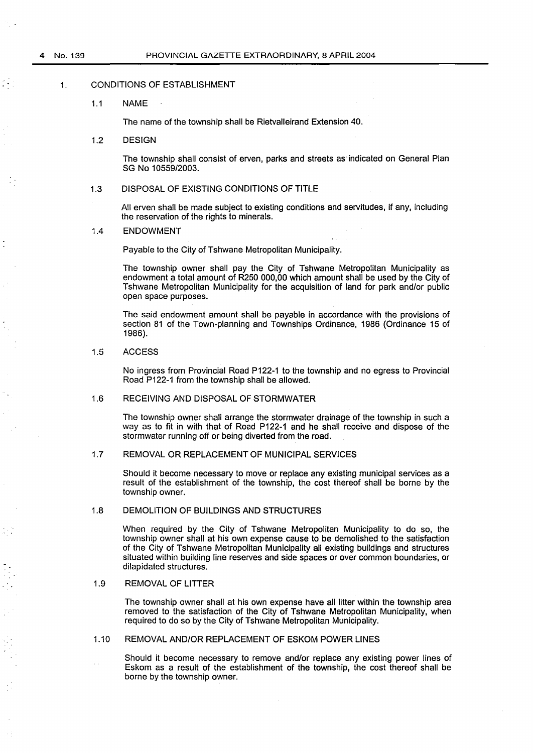## 1. CONDITIONS OF ESTABLISHMENT

### 1.1 NAME

The name of the township shall be Rietvalleirand Extension 40.

### 1.2 DESIGN

The township shall consist of erven, parks and streets as indicated on General Plan SG No 10559/2003.

### 1.3 DISPOSAL OF EXISTING CONDITIONS OF TITLE

All erven shall be made subject to existing conditions and servitudes, if any, including the reservation of the rights to minerals.

### 1.4 ENDOWMENT

Payable to the City of Tshwane Metropolitan Municipality.

The township owner shall pay the City of Tshwane Metropolitan Municipality as endowment a total amount of R250 000,00 which amount shall be used by the City of Tshwane Metropolitan Municipality for the acquisition of land for park and/or public open space purposes.

The said endowment amount shall be payable in accordance with the provisions of section 81 of the Town-planning and Townships Ordinance, 1986 (Ordinance 15 of 1986).

### 1.5 ACCESS

No ingress from Provincial Road P122-1 to the township and no egress to Provincial Road P122-1 from the township shall be allowed.

### 1.6 RECEIVING AND DISPOSAL OF STORMWATER

The township owner shall arrange the stormwater drainage of the township in such a way as to fit in with that of Road P122-1 and he shall receive and dispose of the stormwater running off or being diverted from the road.

### 1.7 REMOVAL OR REPLACEMENT OF MUNICIPAL SERVICES

Should it become necessary to move or replace any existing municipal services as a result of the establishment of the township, the cost thereof shall be borne by the township owner.

### 1.8 DEMOLITION OF BUILDINGS AND STRUCTURES

When required by the City of Tshwane Metropolitan Municipality to do so, the township owner shall at his own expense cause to be demolished to the satisfaction of the City of Tshwane Metropolitan Municipality all existing buildings and structures situated within building line reserves and side spaces or over common boundaries, or dilapidated structures.

### 1.9 REMOVAL OF LITTER

The township owner shall at his own expense have all litter within the township area removed to the satisfaction of the City of Tshwane Metropolitan Municipality, when required to do so by the City of Tshwane Metropolitan Municipality.

### 1.10 REMOVAL AND/OR REPLACEMENT OF ESKOM POWER LINES

Should it become necessary to remove and/or replace any existing power lines of Eskom as a result of the establishment of the township, the cost thereof shall be borne by the township owner.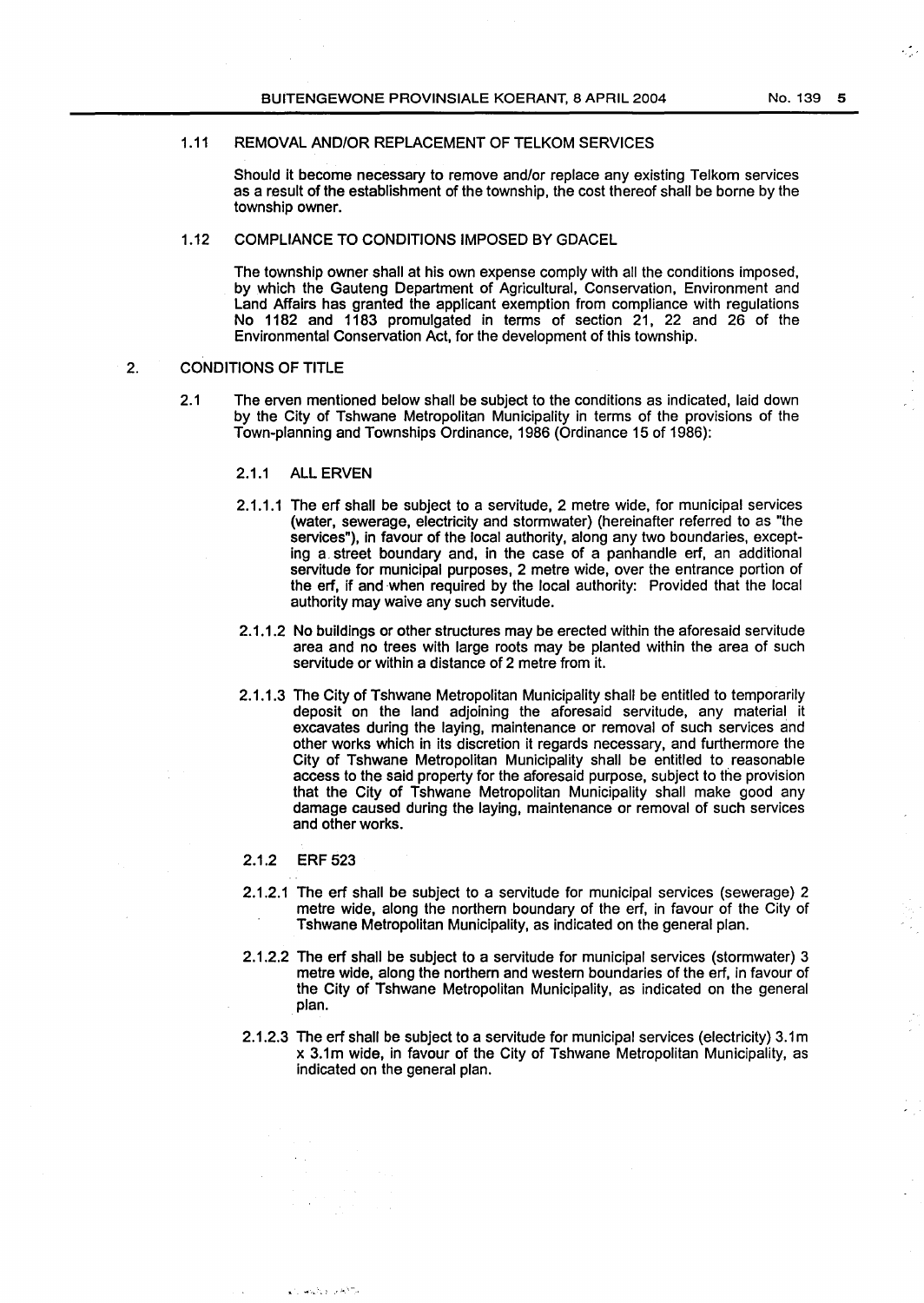1.11 REMOVAL AND/OR REPLACEMENT OF TELKOM SERVICES

Should it become necessary to remove and/or replace any existing Telkom services as a result of the establishment of the township, the cost thereof shall be borne by the township owner.

1.12 COMPLIANCE TO CONDITIONS IMPOSED BY GDACEL

The township owner shall at his own expense comply with all the conditions imposed, by which the Gauteng Department of Agricultural, Conservation, Environment and Land Affairs has granted the applicant exemption from compliance with regulations No 1182 and 1183 promulgated in terms of section 21, 22 and 26 of the Environmental Conservation Act, for the development of this township.

2. CONDITIONS OF TITLE

2.1 The erven mentioned below shall be subject to the conditions as indicated, laid down by the City of Tshwane Metropolitan Municipality in terms of the provisions of the Town-planning and Townships Ordinance, 1986 (Ordinance 15 of 1986):

2.1.1 ALL ERVEN

2.1.1.1 The erf shall be subject to a servitude, 2 metre wide, for municipal services (water, sewerage, electricity and stormwater) (hereinafter referred to as "the services"), in favour of the local authority, along any two boundaries, excepting a street boundary and, in the case of a panhandle erf, an additional servitude for municipal purposes, 2 metre wide, over the entrance portion of the erf, if and when required by the local authority: Provided that the local authority may waive any such servitude.

2.1.1.2 No buildings or other structures may be erected within the aforesaid servitude area and no trees with large roots may be planted within the area of such servitude or within a distance of 2 metre from it.

2.1.1.3 The City of Tshwane Metropolitan Municipality shall be entitled to temporarily deposit on the land adjoining the aforesaid servitude, any material it excavates during the laying, maintenance or removal of such services and other works which in its discretion it regards necessary, and furthermore the City of Tshwane Metropolitan Municipality shall be entitled to reasonable access to the said property for the aforesaid purpose, subject to the provision that the City of Tshwane Metropolitan Municipality shall make good any damage caused during the laying, maintenance or removal of such services and other works.

2.1.2 ERF 523

2.1.2.1 The erf shall be subject to a servitude for municipal services (sewerage) 2 metre wide, along the northern boundary of the erf, in favour of the City of Tshwane Metropolitan Municipality, as indicated on the general plan.

2.1.2.2 The erf shall be subject to a servitude for municipal services (stormwater) 3 metre wide, along the northern and western boundaries of the erf, in favour of the City of Tshwane Metropolitan Municipality, as indicated on the general plan.

2.1.2.3 The erf shall be subject to a servitude for municipal services (electricity) 3.1m x 3.1m wide, in favour of the City of Tshwane Metropolitan Municipality, as indicated on the general plan.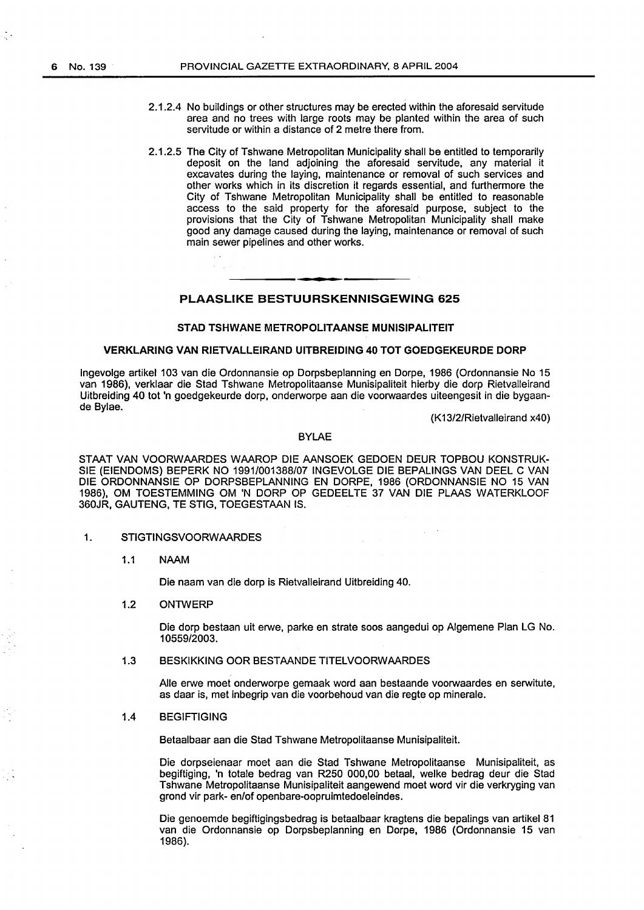2.1.2.4 No buildings or other structures may be erected within the aforesaid servitude area and no trees with large roots may be planted within the area of such servitude or within a distance of 2 metre there from.

2.1.2.5 The City of Tshwane Metropolitan Municipality shall be entitled to temporarily deposit on the land adjoining the aforesaid servitude, any material it excavates during the laying, maintenance or removal of such services and other works which in its discretion it regards essential, and furthermore the City of Tshwane Metropolitan Municipality shall be entitled to reasonable access to the said property for the aforesaid purpose, subject to the provisions that the City of Tshwane Metropolitan Municipality shall make good any damage caused during the laying, maintenance or removal of such main sewer pipelines and other works.

---

## PLAASLIKE BESTUURSKENNISGEWING 625

### STAD TSHWANE METROPOLITAANSE MUNISIPALITEIT

### VERKLARING VAN RIETVALLEIRAND UITBREIDING 40 TOT GOEDGEKEURDE DORP

Ingevolge artikel 103 van die Ordonnansie op Dorpsbeplanning en Dorpe, 1986 (Ordonnansie No 15 van 1986), verklaar die Stad Tshwane Metropolitaanse Munisipaliteit hierby die dorp Rietvalleirand Uitbreiding 40 tot 'n goedgekeurde dorp, onderworpe aan die voorwaardes uiteengesit in die bygaande Bylae.

(K13/2/Rietvalleirand x40)

BYLAE

STAAT VAN VOORWAARDES WAAROP DIE AANSOEK GEDOEN DEUR TOPBOU KONSTRUKSIE (EIENDOMS) BEPERK NO 1991/001388/07 INGEVOLGE DIE BEPALINGS VAN DEEL C VAN DIE ORDONNANSIE OP DORPSBEPLANNING EN DORPE, 1986 (ORDONNANSIE NO 15 VAN 1986), OM TOESTEMMING OM 'N DORP OP GEDEELTE 37 VAN DIE PLAAS WATERKLOOF 360JR, GAUTENG, TE STIG, TOEGESTAAN IS.

1. STIGTINGSVOORWAARDES

1.1 NAAM

Die naam van die dorp is Rietvalleirand Uitbreiding 40.

1.2 ONTWERP

Die dorp bestaan uit erwe, parke en strate soos aangedui op Algemene Plan LG No. 10559/2003.

1.3 BESKIKKING OOR BESTAANDE TITELVOORWAARDES

Alle erwe moet onderworpe gemaak word aan bestaande voorwaardes en serwitute, as daar is, met inbegrip van die voorbehoud van die regte op minerale.

1.4 BEGIFTIGING

Betaalbaar aan die Stad Tshwane Metropolitaanse Munisipaliteit.

Die dorpseienaar moet aan die Stad Tshwane Metropolitaanse Munisipaliteit, as begiftiging, 'n totale bedrag van R250 000,00 betaal, welke bedrag deur die Stad Tshwane Metropolitaanse Munisipaliteit aangewend moet word vir die verkryging van grond vir park- en/of openbare-oopruimtedoeleindes.

Die genoemde begiftigingsbedrag is betaalbaar kragtens die bepalings van artikel 81 van die Ordonnansie op Dorpsbeplanning en Dorpe, 1986 (Ordonnansie 15 van 1986).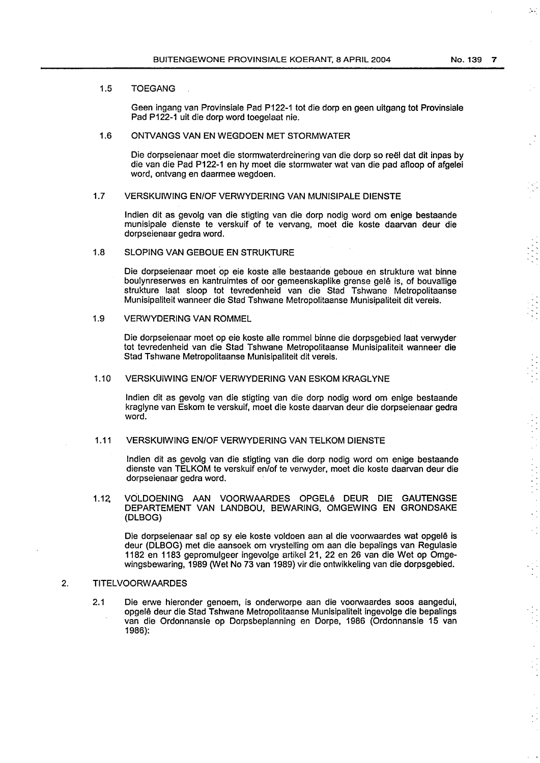1.5 TOEGANG

Geen ingang van Provinsiale Pad P122-1 tot die dorp en geen uitgang tot Provinsiale Pad P122-1 uit die dorp word toegelaat nie.

1.6 ONTVANGS VAN EN WEGDOEN MET STORMWATER

Die dorpseienaar moet die stormwaterdreinering van die dorp so reël dat dit inpas by die van die Pad P122-1 en hy moet die stormwater wat van die pad afloop of afgelei word, ontvang en daarmee wegdoen.

1.7 VERSKUIWING EN/OF VERWYDERING VAN MUNISIPALE DIENSTE

Indien dit as gevolg van die stigting van die dorp nodig word om enige bestaande munisipale dienste te verskuif of te vervang, moet die koste daarvan deur die dorpseienaar gedra word.

1.8 SLOPING VAN GEBOUE EN STRUKTURE

Die dorpseienaar moet op eie koste alle bestaande geboue en strukture wat binne boulynreserwes en kantruimtes of oor gemeenskaplike grense geleë is, of bouvallige strukture laat sloop tot tevredenheid van die Stad Tshwane Metropolitaanse Munisipaliteit wanneer die Stad Tshwane Metropolitaanse Munisipaliteit dit vereis.

1.9 VERWYDERING VAN ROMMEL

Die dorpseienaar moet op eie koste alle rommel binne die dorpsgebied laat verwyder tot tevredenheid van die Stad Tshwane Metropolitaanse Munisipaliteit wanneer die Stad Tshwane Metropolitaanse Munisipaliteit dit vereis.

1.10 VERSKUIWING EN/OF VERWYDERING VAN ESKOM KRAGLYNE

Indien dit as gevolg van die stigting van die dorp nodig word om enige bestaande kraglyne van Eskom te verskuif, moet die koste daarvan deur die dorpseienaar gedra word.

1.11 VERSKUIWING EN/OF VERWYDERING VAN TELKOM DIENSTE

Indien dit as gevolg van die stigting van die dorp nodig word om enige bestaande dienste van TELKOM te verskuif en/of te verwyder, moet die koste daarvan deur die dorpseienaar gedra word.

1.12 VOLDOENING AAN VOORWAARDES OPGELê DEUR DIE GAUTENGSE DEPARTEMENT VAN LANDBOU, BEWARING, OMGEWING EN GRONDSAKE (DLBOG)

Die dorpseienaar sal op sy eie koste voldoen aan al die voorwaardes wat opgelê is deur (DLBOG) met die aansoek om vrystelling om aan die bepalings van Regulasie 1182 en 1183 gepromulgeer ingevolge artikel 21, 22 en 26 van die Wet op Omgewingsbewaring, 1989 (Wet No 73 van 1989) vir die ontwikkeling van die dorpsgebied.

2. TITELVOORWAARDES

2.1 Die erwe hieronder genoem, is onderworpe aan die voorwaardes soos aangedui, opgelê deur die Stad Tshwane Metropolitaanse Munisipaliteit ingevolge die bepalings van die Ordonnansie op Dorpsbeplanning en Dorpe, 1986 (Ordonnansie 15 van 1986):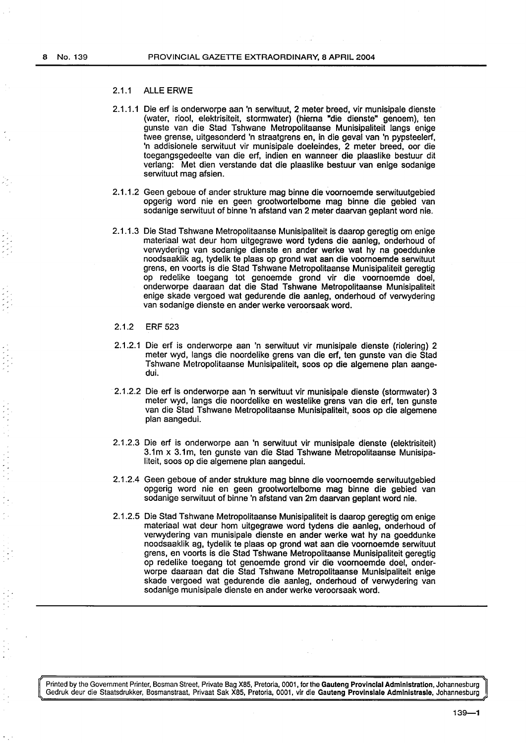2.1.1 ALLE ERWE

2.1.1.1 Die erf is onderworpe aan 'n serwituut, 2 meter breed, vir munisipale dienste (water, riool, elektrisiteit, stormwater) (hierna "die dienste" genoem), ten gunste van die Stad Tshwane Metropolitaanse Munisipaliteit langs enige twee grense, uitgesonderd 'n straatgrens en, in die geval van 'n pypsteelerf, 'n addisionele serwituut vir munisipale doeleindes, 2 meter breed, oor die toegangsgedeelte van die erf, indien en wanneer die plaaslike bestuur dit verlang: Met dien verstande dat die plaaslike bestuur van enige sodanige serwituut mag afsien.

2.1.1.2 Geen geboue of ander strukture mag binne die voornoemde serwituutgebied opgerig word nie en geen grootwortelbome mag binne die gebied van sodanige serwituut of binne 'n afstand van 2 meter daarvan geplant word nie.

2.1.1.3 Die Stad Tshwane Metropolitaanse Munisipaliteit is daarop geregtig om enige materiaal wat deur hom uitgegrawe word tydens die aanleg, onderhoud of verwydering van sodanige dienste en ander werke wat hy na goeddunke noodsaaklik ag, tydelik te plaas op grond wat aan die voornoemde serwituut grens, en voorts is die Stad Tshwane Metropolitaanse Munisipaliteit geregtig op redelike toegang tot genoemde grond vir die voornoemde doel, onderworpe daaraan dat die Stad Tshwane Metropolitaanse Munisipaliteit enige skade vergoed wat gedurende die aanleg, onderhoud of verwydering van sodanige dienste en ander werke veroorsaak word.

2.1.2 ERF 523

2.1.2.1 Die erf is onderworpe aan 'n serwituut vir munisipale dienste (riolering) 2 meter wyd, langs die noordelike grens van die erf, ten gunste van die Stad Tshwane Metropolitaanse Munisipaliteit, soos op die algemene plan aangedui.

2.1.2.2 Die erf is onderworpe aan 'n serwituut vir munisipale dienste (stormwater) 3 meter wyd, langs die noordelike en westelike grens van die erf, ten gunste van die Stad Tshwane Metropolitaanse Munisipaliteit, soos op die algemene plan aangedui.

2.1.2.3 Die erf is onderworpe aan 'n serwituut vir munisipale dienste (elektrisiteit) 3.1m x 3.1m, ten gunste van die Stad Tshwane Metropolitaanse Munisipaliteit, soos op die algemene plan aangedui.

2.1.2.4 Geen geboue of ander strukture mag binne die voornoemde serwituutgebied opgerig word nie en geen grootwortelbome mag binne die gebied van sodanige serwituut of binne 'n afstand van 2m daarvan geplant word nie.

2.1.2.5 Die Stad Tshwane Metropolitaanse Munisipaliteit is daarop geregtig om enige materiaal wat deur hom uitgegrawe word tydens die aanleg, onderhoud of verwydering van munisipale dienste en ander werke wat hy na goeddunke noodsaaklik ag, tydelik te plaas op grond wat aan die voornoemde serwituut grens, en voorts is die Stad Tshwane Metropolitaanse Munisipaliteit geregtig op redelike toegang tot genoemde grond vir die voornoemde doel, onderworpe daaraan dat die Stad Tshwane Metropolitaanse Munisipaliteit enige skade vergoed wat gedurende die aanleg, onderhoud of verwydering van sodanige munisipale dienste en ander werke veroorsaak word.

Printed by the Government Printer, Bosman Street, Private Bag X85, Pretoria, 0001, for the **Gauteng Provincial Administration**, Johannesburg
Gedruk deur die Staatsdrukker, Bosmanstraat, Privaat Sak X85, Pretoria, 0001, vir die **Gauteng Provinsiale Administrasie**, Johannesburg